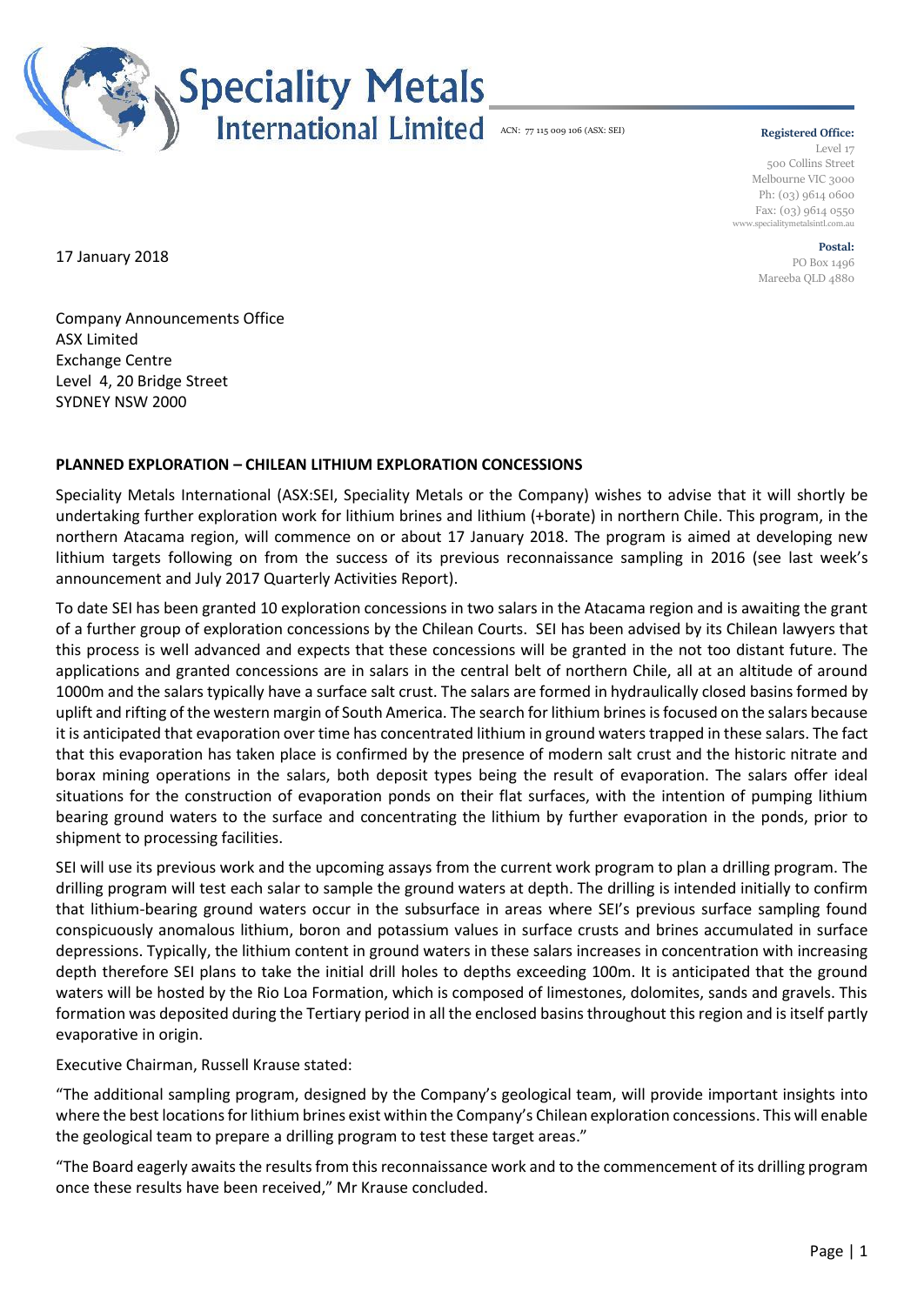# Speciality Metals International Limited

ACN: 77 115 009 106 (ASX: SEI)

**Registered Office:**
Level 17
500 Collins Street
Melbourne VIC 3000
Ph: (03) 9614 0600
Fax: (03) 9614 0550
www.specialitymetalsintl.com.au

**Postal:**
PO Box 1496
Mareeba QLD 4880

17 January 2018

Company Announcements Office
ASX Limited
Exchange Centre
Level 4, 20 Bridge Street
SYDNEY NSW 2000

**PLANNED EXPLORATION – CHILEAN LITHIUM EXPLORATION CONCESSIONS**

Speciality Metals International (ASX:SEI, Speciality Metals or the Company) wishes to advise that it will shortly be undertaking further exploration work for lithium brines and lithium (+borate) in northern Chile. This program, in the northern Atacama region, will commence on or about 17 January 2018. The program is aimed at developing new lithium targets following on from the success of its previous reconnaissance sampling in 2016 (see last week's announcement and July 2017 Quarterly Activities Report).

To date SEI has been granted 10 exploration concessions in two salars in the Atacama region and is awaiting the grant of a further group of exploration concessions by the Chilean Courts. SEI has been advised by its Chilean lawyers that this process is well advanced and expects that these concessions will be granted in the not too distant future. The applications and granted concessions are in salars in the central belt of northern Chile, all at an altitude of around 1000m and the salars typically have a surface salt crust. The salars are formed in hydraulically closed basins formed by uplift and rifting of the western margin of South America. The search for lithium brines is focused on the salars because it is anticipated that evaporation over time has concentrated lithium in ground waters trapped in these salars. The fact that this evaporation has taken place is confirmed by the presence of modern salt crust and the historic nitrate and borax mining operations in the salars, both deposit types being the result of evaporation. The salars offer ideal situations for the construction of evaporation ponds on their flat surfaces, with the intention of pumping lithium bearing ground waters to the surface and concentrating the lithium by further evaporation in the ponds, prior to shipment to processing facilities.

SEI will use its previous work and the upcoming assays from the current work program to plan a drilling program. The drilling program will test each salar to sample the ground waters at depth. The drilling is intended initially to confirm that lithium-bearing ground waters occur in the subsurface in areas where SEI's previous surface sampling found conspicuously anomalous lithium, boron and potassium values in surface crusts and brines accumulated in surface depressions. Typically, the lithium content in ground waters in these salars increases in concentration with increasing depth therefore SEI plans to take the initial drill holes to depths exceeding 100m. It is anticipated that the ground waters will be hosted by the Rio Loa Formation, which is composed of limestones, dolomites, sands and gravels. This formation was deposited during the Tertiary period in all the enclosed basins throughout this region and is itself partly evaporative in origin.

Executive Chairman, Russell Krause stated:

"The additional sampling program, designed by the Company's geological team, will provide important insights into where the best locations for lithium brines exist within the Company's Chilean exploration concessions. This will enable the geological team to prepare a drilling program to test these target areas."

"The Board eagerly awaits the results from this reconnaissance work and to the commencement of its drilling program once these results have been received," Mr Krause concluded.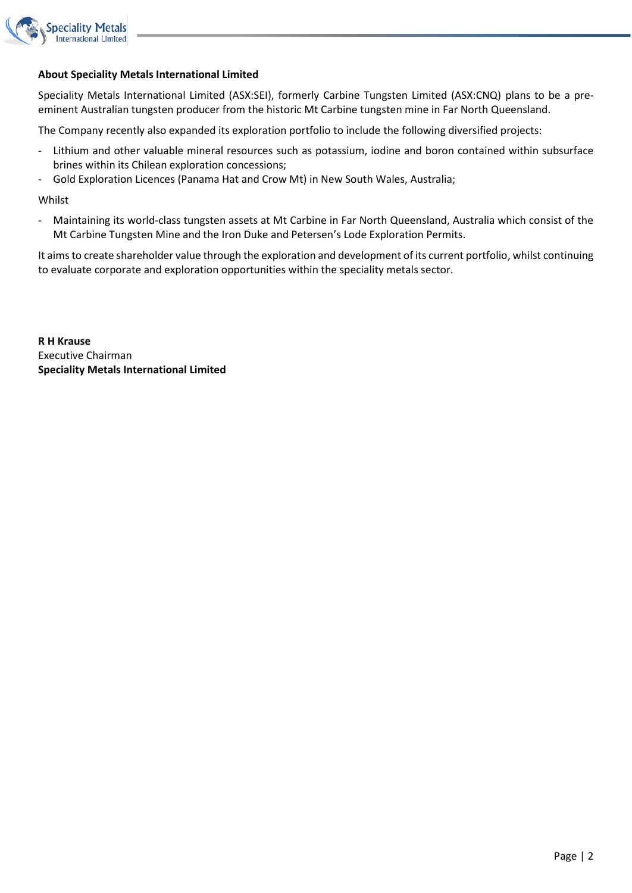**About Speciality Metals International Limited**

Speciality Metals International Limited (ASX:SEI), formerly Carbine Tungsten Limited (ASX:CNQ) plans to be a pre-eminent Australian tungsten producer from the historic Mt Carbine tungsten mine in Far North Queensland.

The Company recently also expanded its exploration portfolio to include the following diversified projects:

- Lithium and other valuable mineral resources such as potassium, iodine and boron contained within subsurface brines within its Chilean exploration concessions;
- Gold Exploration Licences (Panama Hat and Crow Mt) in New South Wales, Australia;

Whilst

- Maintaining its world-class tungsten assets at Mt Carbine in Far North Queensland, Australia which consist of the Mt Carbine Tungsten Mine and the Iron Duke and Petersen's Lode Exploration Permits.

It aims to create shareholder value through the exploration and development of its current portfolio, whilst continuing to evaluate corporate and exploration opportunities within the speciality metals sector.

**R H Krause**
Executive Chairman
**Speciality Metals International Limited**